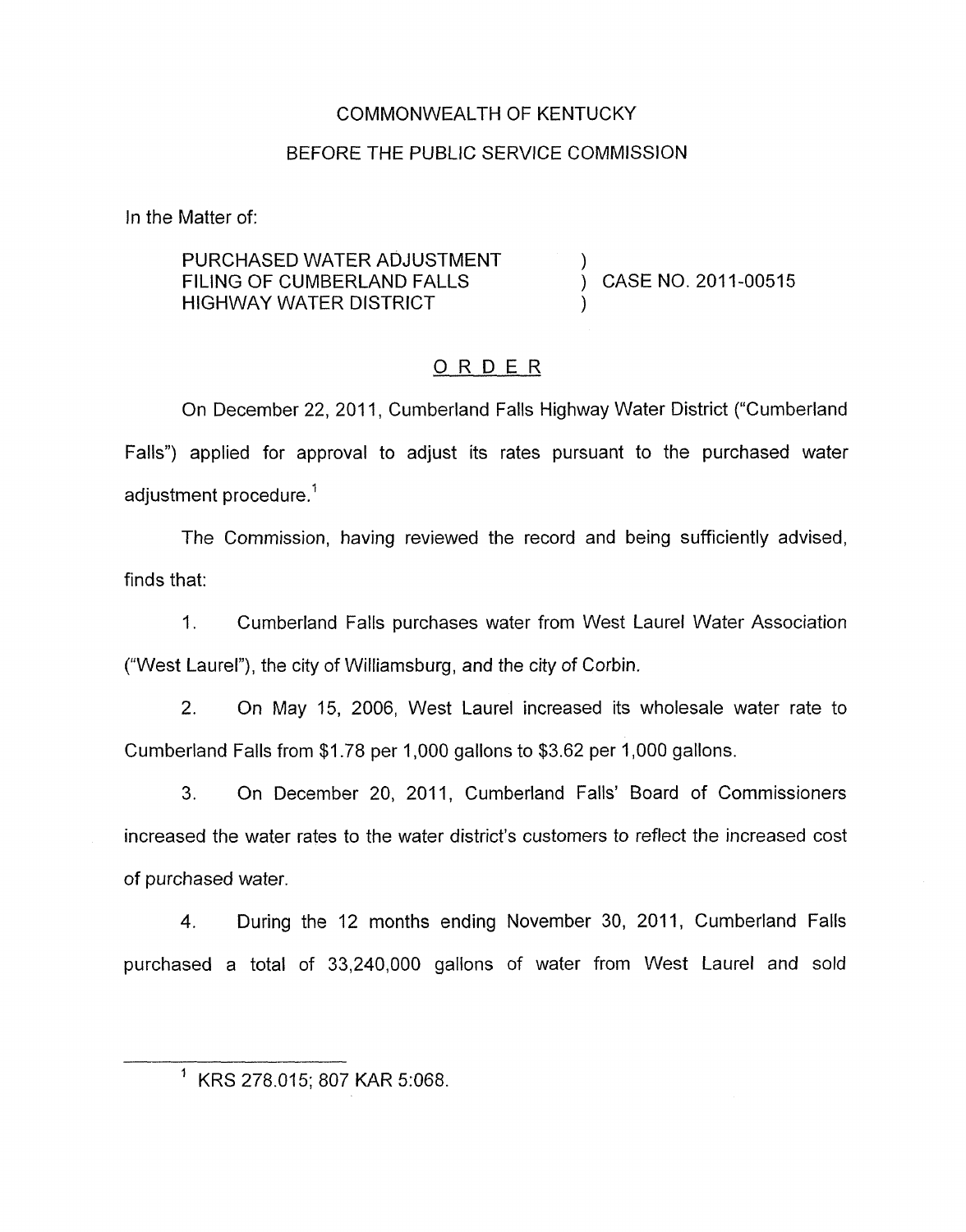COMMONWEALTH OF KENTUCKY

BEFORE THE PUBLIC SERVICE COMMISSION

In the Matter of:

| | | |
|---|---|---|
| PURCHASED WATER ADJUSTMENT FILING OF CUMBERLAND FALLS HIGHWAY WATER DISTRICT | ) | CASE NO. 2011-00515 |

## ORDER

On December 22, 2011, Cumberland Falls Highway Water District ("Cumberland Falls") applied for approval to adjust its rates pursuant to the purchased water adjustment procedure.[1]

The Commission, having reviewed the record and being sufficiently advised, finds that:

1. Cumberland Falls purchases water from West Laurel Water Association ("West Laurel"), the city of Williamsburg, and the city of Corbin.

2. On May 15, 2006, West Laurel increased its wholesale water rate to Cumberland Falls from $1.78 per 1,000 gallons to $3.62 per 1,000 gallons.

3. On December 20, 2011, Cumberland Falls' Board of Commissioners increased the water rates to the water district's customers to reflect the increased cost of purchased water.

4. During the 12 months ending November 30, 2011, Cumberland Falls purchased a total of 33,240,000 gallons of water from West Laurel and sold

---

[1] KRS 278.015; 807 KAR 5:068.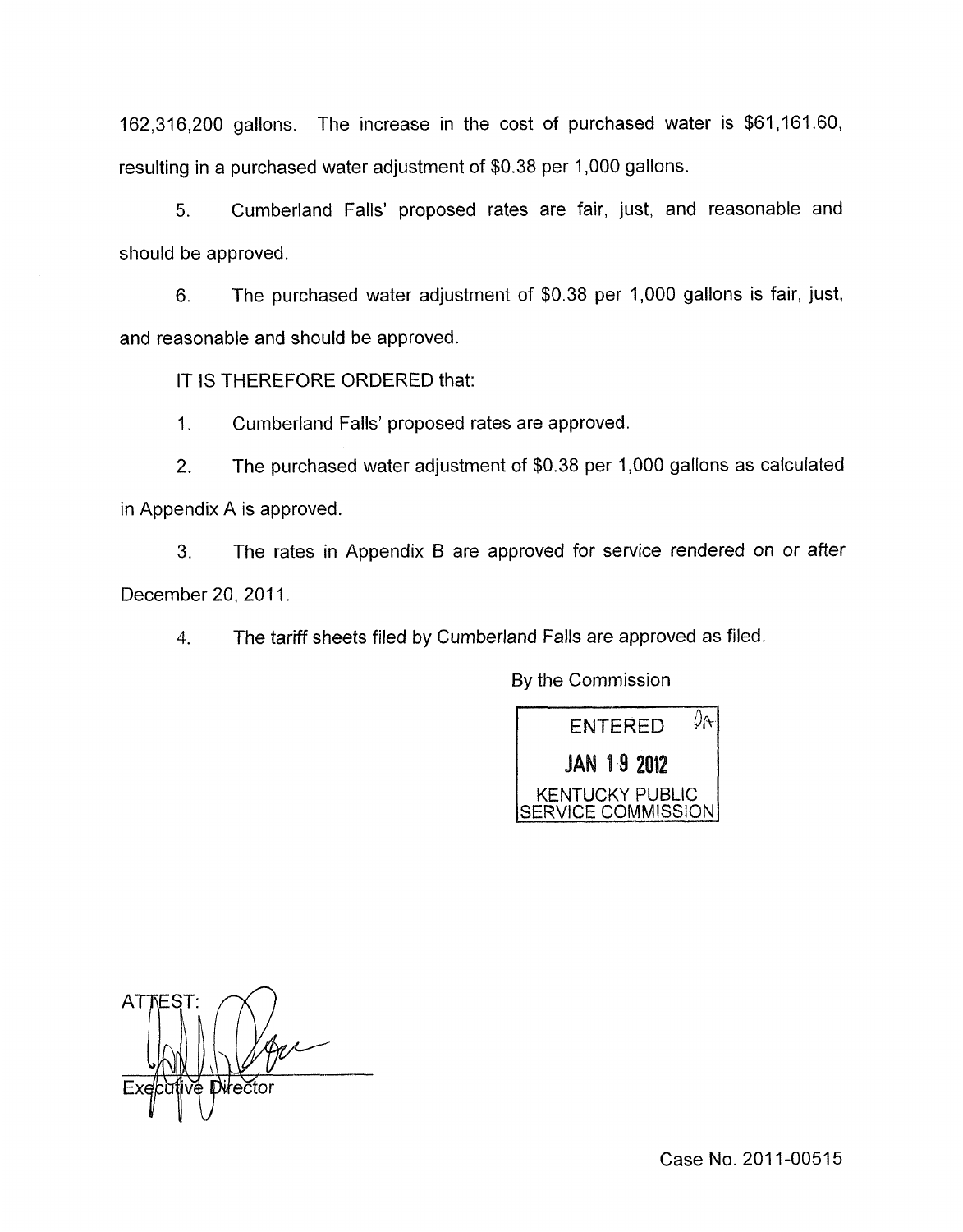162,316,200 gallons. The increase in the cost of purchased water is $61,161.60, resulting in a purchased water adjustment of $0.38 per 1,000 gallons.

5. Cumberland Falls' proposed rates are fair, just, and reasonable and should be approved.

6. The purchased water adjustment of $0.38 per 1,000 gallons is fair, just, and reasonable and should be approved.

IT IS THEREFORE ORDERED that:

1. Cumberland Falls' proposed rates are approved.

2. The purchased water adjustment of $0.38 per 1,000 gallons as calculated in Appendix A is approved.

3. The rates in Appendix B are approved for service rendered on or after December 20, 2011.

4. The tariff sheets filed by Cumberland Falls are approved as filed.

By the Commission

ENTERED
JAN 19 2012
KENTUCKY PUBLIC SERVICE COMMISSION

ATTEST:

Executive Director

Case No. 2011-00515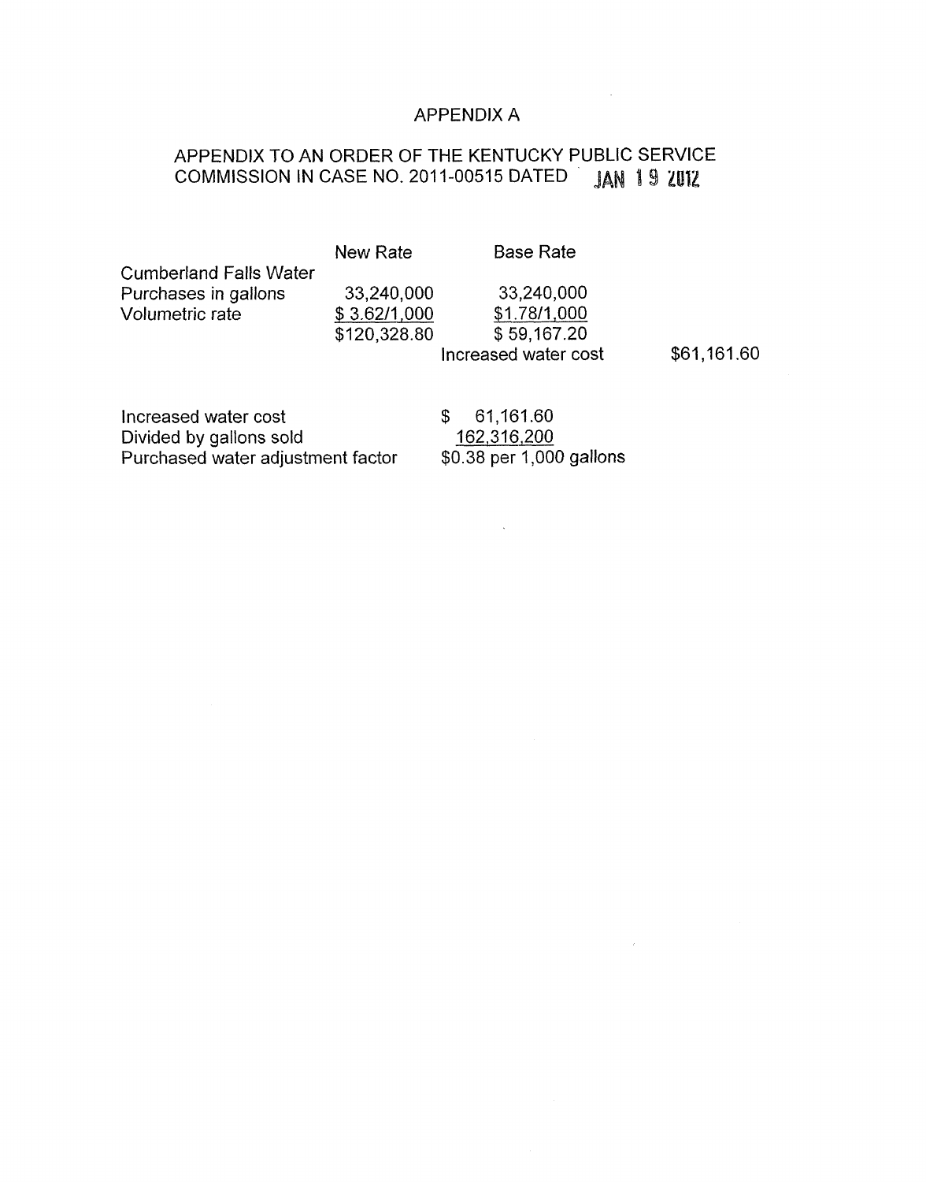# APPENDIX A

## APPENDIX TO AN ORDER OF THE KENTUCKY PUBLIC SERVICE COMMISSION IN CASE NO. 2011-00515 DATED JAN 19 2012

| | New Rate | Base Rate | |
|---|---|---|---|
| Cumberland Falls Water | | | |
| Purchases in gallons | 33,240,000 | 33,240,000 | |
| Volumetric rate | $ 3.62/1,000 | $1.78/1,000 | |
| | $120,328.80 | $ 59,167.20 | |
| | | Increased water cost | $61,161.60 |

| | |
|---|---|
| Increased water cost | $ 61,161.60 |
| Divided by gallons sold | 162,316,200 |
| Purchased water adjustment factor | $0.38 per 1,000 gallons |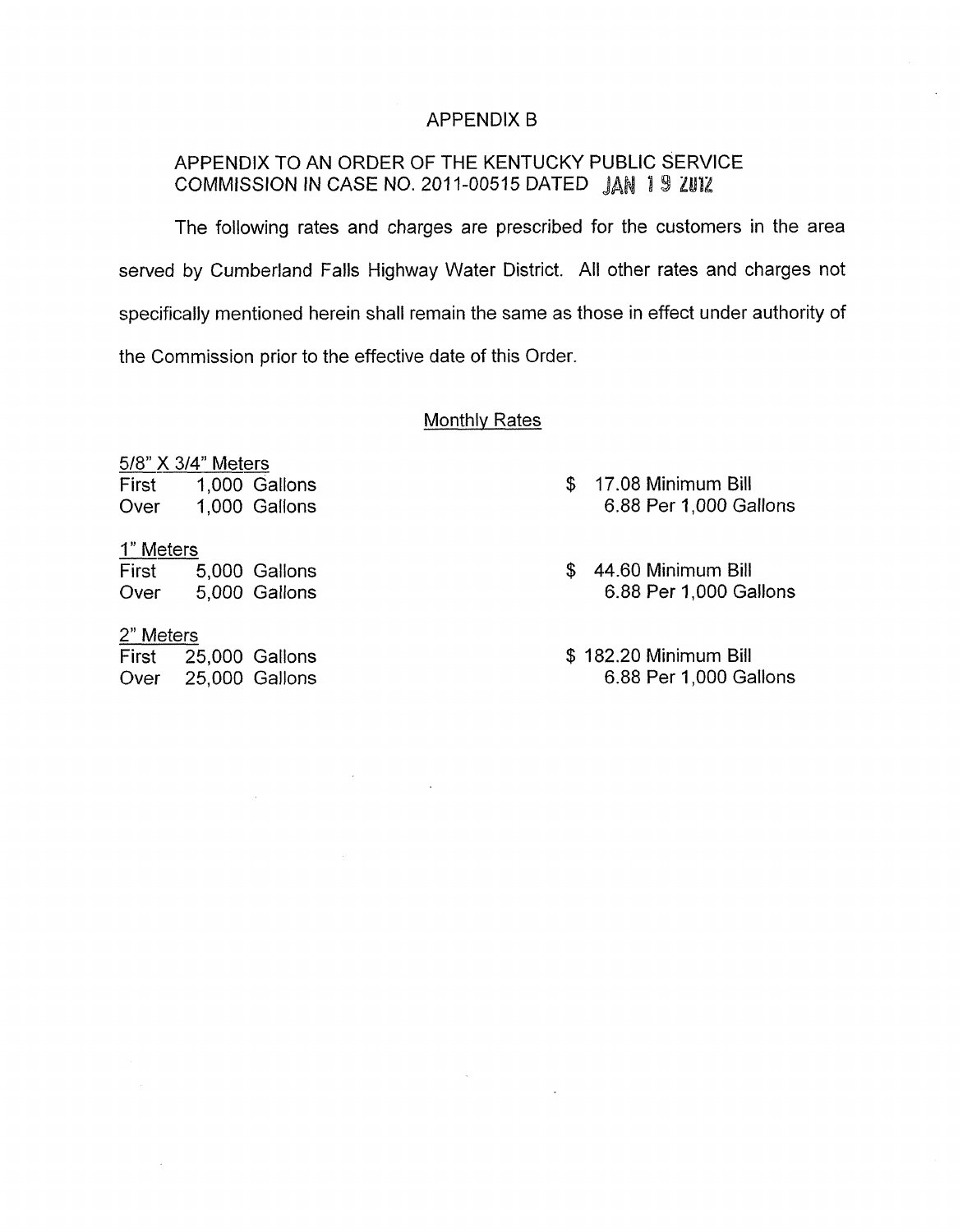# APPENDIX B

## APPENDIX TO AN ORDER OF THE KENTUCKY PUBLIC SERVICE COMMISSION IN CASE NO. 2011-00515 DATED JAN 19 2012

The following rates and charges are prescribed for the customers in the area served by Cumberland Falls Highway Water District. All other rates and charges not specifically mentioned herein shall remain the same as those in effect under authority of the Commission prior to the effective date of this Order.

### Monthly Rates

| 5/8" X 3/4" Meters | | |
|---|---|---|
| First | 1,000 Gallons | $ 17.08 Minimum Bill |
| Over | 1,000 Gallons | 6.88 Per 1,000 Gallons |

| 1" Meters | | |
|---|---|---|
| First | 5,000 Gallons | $ 44.60 Minimum Bill |
| Over | 5,000 Gallons | 6.88 Per 1,000 Gallons |

| 2" Meters | | |
|---|---|---|
| First | 25,000 Gallons | $ 182.20 Minimum Bill |
| Over | 25,000 Gallons | 6.88 Per 1,000 Gallons |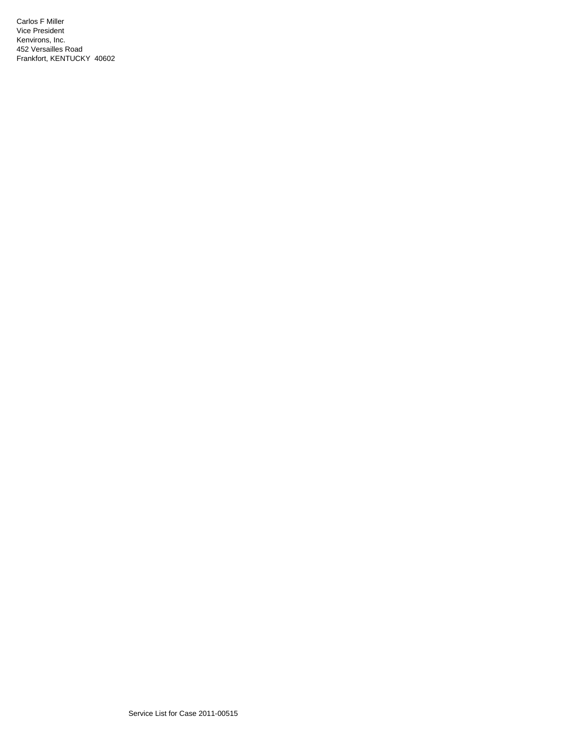Carlos F Miller
Vice President
Kenvirons, Inc.
452 Versailles Road
Frankfort, KENTUCKY  40602